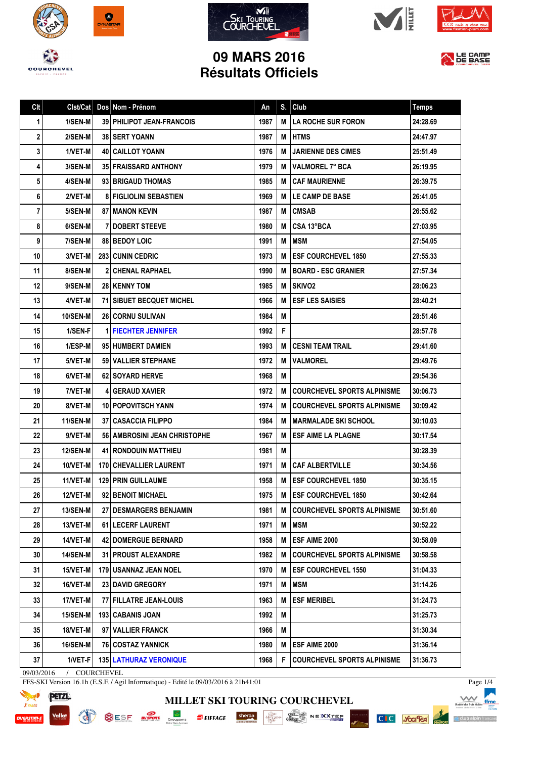# 09 MARS 2016
# Résultats Officiels

| Clt | Clst/Cat | Dos | Nom - Prénom | An | S. | Club | Temps |
|---|---|---|---|---|---|---|---|
| 1 | 1/SEN-M | 39 | PHILIPOT JEAN-FRANCOIS | 1987 | M | LA ROCHE SUR FORON | 24:28.69 |
| 2 | 2/SEN-M | 38 | SERT YOANN | 1987 | M | HTMS | 24:47.97 |
| 3 | 1/VET-M | 40 | CAILLOT YOANN | 1976 | M | JARIENNE DES CIMES | 25:51.49 |
| 4 | 3/SEN-M | 35 | FRAISSARD ANTHONY | 1979 | M | VALMOREL 7° BCA | 26:19.95 |
| 5 | 4/SEN-M | 93 | BRIGAUD THOMAS | 1985 | M | CAF MAURIENNE | 26:39.75 |
| 6 | 2/VET-M | 8 | FIGLIOLINI SEBASTIEN | 1969 | M | LE CAMP DE BASE | 26:41.05 |
| 7 | 5/SEN-M | 87 | MANON KEVIN | 1987 | M | CMSAB | 26:55.62 |
| 8 | 6/SEN-M | 7 | DOBERT STEEVE | 1980 | M | CSA 13°BCA | 27:03.95 |
| 9 | 7/SEN-M | 88 | BEDOY LOIC | 1991 | M | MSM | 27:54.05 |
| 10 | 3/VET-M | 283 | CUNIN CEDRIC | 1973 | M | ESF COURCHEVEL 1850 | 27:55.33 |
| 11 | 8/SEN-M | 2 | CHENAL RAPHAEL | 1990 | M | BOARD - ESC GRANIER | 27:57.34 |
| 12 | 9/SEN-M | 28 | KENNY TOM | 1985 | M | SKIVO2 | 28:06.23 |
| 13 | 4/VET-M | 71 | SIBUET BECQUET MICHEL | 1966 | M | ESF LES SAISIES | 28:40.21 |
| 14 | 10/SEN-M | 26 | CORNU SULIVAN | 1984 | M |  | 28:51.46 |
| 15 | 1/SEN-F | 1 | FIECHTER JENNIFER | 1992 | F |  | 28:57.78 |
| 16 | 1/ESP-M | 95 | HUMBERT DAMIEN | 1993 | M | CESNI TEAM TRAIL | 29:41.60 |
| 17 | 5/VET-M | 59 | VALLIER STEPHANE | 1972 | M | VALMOREL | 29:49.76 |
| 18 | 6/VET-M | 62 | SOYARD HERVE | 1968 | M |  | 29:54.36 |
| 19 | 7/VET-M | 4 | GERAUD XAVIER | 1972 | M | COURCHEVEL SPORTS ALPINISME | 30:06.73 |
| 20 | 8/VET-M | 10 | POPOVITSCH YANN | 1974 | M | COURCHEVEL SPORTS ALPINISME | 30:09.42 |
| 21 | 11/SEN-M | 37 | CASACCIA FILIPPO | 1984 | M | MARMALADE SKI SCHOOL | 30:10.03 |
| 22 | 9/VET-M | 56 | AMBROSINI JEAN CHRISTOPHE | 1967 | M | ESF AIME LA PLAGNE | 30:17.54 |
| 23 | 12/SEN-M | 41 | RONDOUIN MATTHIEU | 1981 | M |  | 30:28.39 |
| 24 | 10/VET-M | 170 | CHEVALLIER LAURENT | 1971 | M | CAF ALBERTVILLE | 30:34.56 |
| 25 | 11/VET-M | 129 | PRIN GUILLAUME | 1958 | M | ESF COURCHEVEL 1850 | 30:35.15 |
| 26 | 12/VET-M | 92 | BENOIT MICHAEL | 1975 | M | ESF COURCHEVEL 1850 | 30:42.64 |
| 27 | 13/SEN-M | 27 | DESMARGERS BENJAMIN | 1981 | M | COURCHEVEL SPORTS ALPINISME | 30:51.60 |
| 28 | 13/VET-M | 61 | LECERF LAURENT | 1971 | M | MSM | 30:52.22 |
| 29 | 14/VET-M | 42 | DOMERGUE BERNARD | 1958 | M | ESF AIME 2000 | 30:58.09 |
| 30 | 14/SEN-M | 31 | PROUST ALEXANDRE | 1982 | M | COURCHEVEL SPORTS ALPINISME | 30:58.58 |
| 31 | 15/VET-M | 179 | USANNAZ JEAN NOEL | 1970 | M | ESF COURCHEVEL 1550 | 31:04.33 |
| 32 | 16/VET-M | 23 | DAVID GREGORY | 1971 | M | MSM | 31:14.26 |
| 33 | 17/VET-M | 77 | FILLATRE JEAN-LOUIS | 1963 | M | ESF MERIBEL | 31:24.73 |
| 34 | 15/SEN-M | 193 | CABANIS JOAN | 1992 | M |  | 31:25.73 |
| 35 | 18/VET-M | 97 | VALLIER FRANCK | 1966 | M |  | 31:30.34 |
| 36 | 16/SEN-M | 76 | COSTAZ YANNICK | 1980 | M | ESF AIME 2000 | 31:36.14 |
| 37 | 1/VET-F | 135 | LATHURAZ VERONIQUE | 1968 | F | COURCHEVEL SPORTS ALPINISME | 31:36.73 |

09/03/2016 / COURCHEVEL

FFS-SKI Version 16.1h (E.S.F. / Agil Informatique) - Edité le 09/03/2016 à 21h41:01

MILLET SKI TOURING COURCHEVEL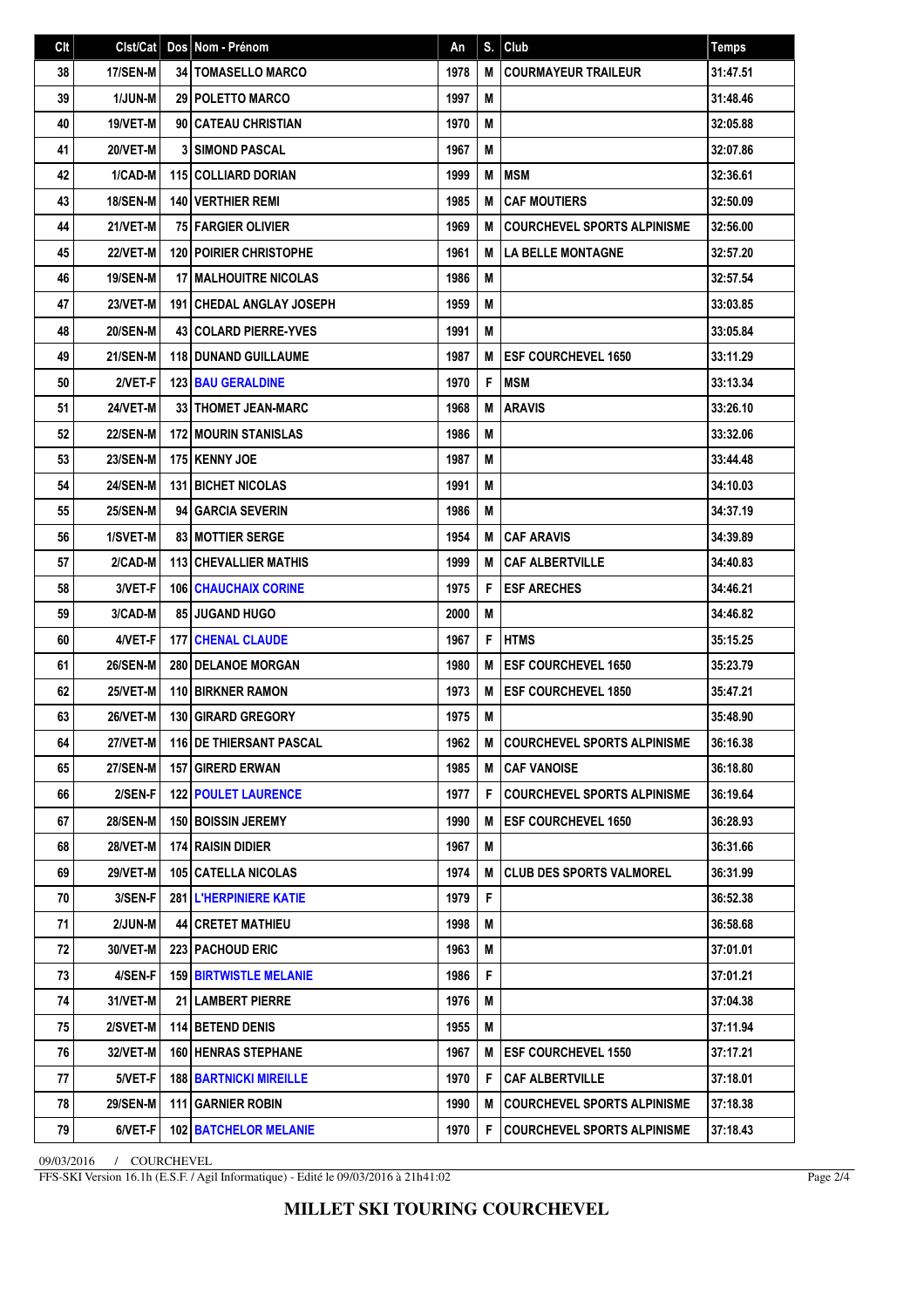| Clt | Clst/Cat | Dos | Nom - Prénom | An | S. | Club | Temps |
|---|---|---|---|---|---|---|---|
| 38 | 17/SEN-M | 34 | TOMASELLO MARCO | 1978 | M | COURMAYEUR TRAILEUR | 31:47.51 |
| 39 | 1/JUN-M | 29 | POLETTO MARCO | 1997 | M | | 31:48.46 |
| 40 | 19/VET-M | 90 | CATEAU CHRISTIAN | 1970 | M | | 32:05.88 |
| 41 | 20/VET-M | 3 | SIMOND PASCAL | 1967 | M | | 32:07.86 |
| 42 | 1/CAD-M | 115 | COLLIARD DORIAN | 1999 | M | MSM | 32:36.61 |
| 43 | 18/SEN-M | 140 | VERTHIER REMI | 1985 | M | CAF MOUTIERS | 32:50.09 |
| 44 | 21/VET-M | 75 | FARGIER OLIVIER | 1969 | M | COURCHEVEL SPORTS ALPINISME | 32:56.00 |
| 45 | 22/VET-M | 120 | POIRIER CHRISTOPHE | 1961 | M | LA BELLE MONTAGNE | 32:57.20 |
| 46 | 19/SEN-M | 17 | MALHOUITRE NICOLAS | 1986 | M | | 32:57.54 |
| 47 | 23/VET-M | 191 | CHEDAL ANGLAY JOSEPH | 1959 | M | | 33:03.85 |
| 48 | 20/SEN-M | 43 | COLARD PIERRE-YVES | 1991 | M | | 33:05.84 |
| 49 | 21/SEN-M | 118 | DUNAND GUILLAUME | 1987 | M | ESF COURCHEVEL 1650 | 33:11.29 |
| 50 | 2/VET-F | 123 | BAU GERALDINE | 1970 | F | MSM | 33:13.34 |
| 51 | 24/VET-M | 33 | THOMET JEAN-MARC | 1968 | M | ARAVIS | 33:26.10 |
| 52 | 22/SEN-M | 172 | MOURIN STANISLAS | 1986 | M | | 33:32.06 |
| 53 | 23/SEN-M | 175 | KENNY JOE | 1987 | M | | 33:44.48 |
| 54 | 24/SEN-M | 131 | BICHET NICOLAS | 1991 | M | | 34:10.03 |
| 55 | 25/SEN-M | 94 | GARCIA SEVERIN | 1986 | M | | 34:37.19 |
| 56 | 1/SVET-M | 83 | MOTTIER SERGE | 1954 | M | CAF ARAVIS | 34:39.89 |
| 57 | 2/CAD-M | 113 | CHEVALLIER MATHIS | 1999 | M | CAF ALBERTVILLE | 34:40.83 |
| 58 | 3/VET-F | 106 | CHAUCHAIX CORINE | 1975 | F | ESF ARECHES | 34:46.21 |
| 59 | 3/CAD-M | 85 | JUGAND HUGO | 2000 | M | | 34:46.82 |
| 60 | 4/VET-F | 177 | CHENAL CLAUDE | 1967 | F | HTMS | 35:15.25 |
| 61 | 26/SEN-M | 280 | DELANOE MORGAN | 1980 | M | ESF COURCHEVEL 1650 | 35:23.79 |
| 62 | 25/VET-M | 110 | BIRKNER RAMON | 1973 | M | ESF COURCHEVEL 1850 | 35:47.21 |
| 63 | 26/VET-M | 130 | GIRARD GREGORY | 1975 | M | | 35:48.90 |
| 64 | 27/VET-M | 116 | DE THIERSANT PASCAL | 1962 | M | COURCHEVEL SPORTS ALPINISME | 36:16.38 |
| 65 | 27/SEN-M | 157 | GIRERD ERWAN | 1985 | M | CAF VANOISE | 36:18.80 |
| 66 | 2/SEN-F | 122 | POULET LAURENCE | 1977 | F | COURCHEVEL SPORTS ALPINISME | 36:19.64 |
| 67 | 28/SEN-M | 150 | BOISSIN JEREMY | 1990 | M | ESF COURCHEVEL 1650 | 36:28.93 |
| 68 | 28/VET-M | 174 | RAISIN DIDIER | 1967 | M | | 36:31.66 |
| 69 | 29/VET-M | 105 | CATELLA NICOLAS | 1974 | M | CLUB DES SPORTS VALMOREL | 36:31.99 |
| 70 | 3/SEN-F | 281 | L'HERPINIERE KATIE | 1979 | F | | 36:52.38 |
| 71 | 2/JUN-M | 44 | CRETET MATHIEU | 1998 | M | | 36:58.68 |
| 72 | 30/VET-M | 223 | PACHOUD ERIC | 1963 | M | | 37:01.01 |
| 73 | 4/SEN-F | 159 | BIRTWISTLE MELANIE | 1986 | F | | 37:01.21 |
| 74 | 31/VET-M | 21 | LAMBERT PIERRE | 1976 | M | | 37:04.38 |
| 75 | 2/SVET-M | 114 | BETEND DENIS | 1955 | M | | 37:11.94 |
| 76 | 32/VET-M | 160 | HENRAS STEPHANE | 1967 | M | ESF COURCHEVEL 1550 | 37:17.21 |
| 77 | 5/VET-F | 188 | BARTNICKI MIREILLE | 1970 | F | CAF ALBERTVILLE | 37:18.01 |
| 78 | 29/SEN-M | 111 | GARNIER ROBIN | 1990 | M | COURCHEVEL SPORTS ALPINISME | 37:18.38 |
| 79 | 6/VET-F | 102 | BATCHELOR MELANIE | 1970 | F | COURCHEVEL SPORTS ALPINISME | 37:18.43 |

09/03/2016 / COURCHEVEL

FFS-SKI Version 16.1h (E.S.F. / Agil Informatique) - Edité le 09/03/2016 à 21h41:02

**MILLET SKI TOURING COURCHEVEL**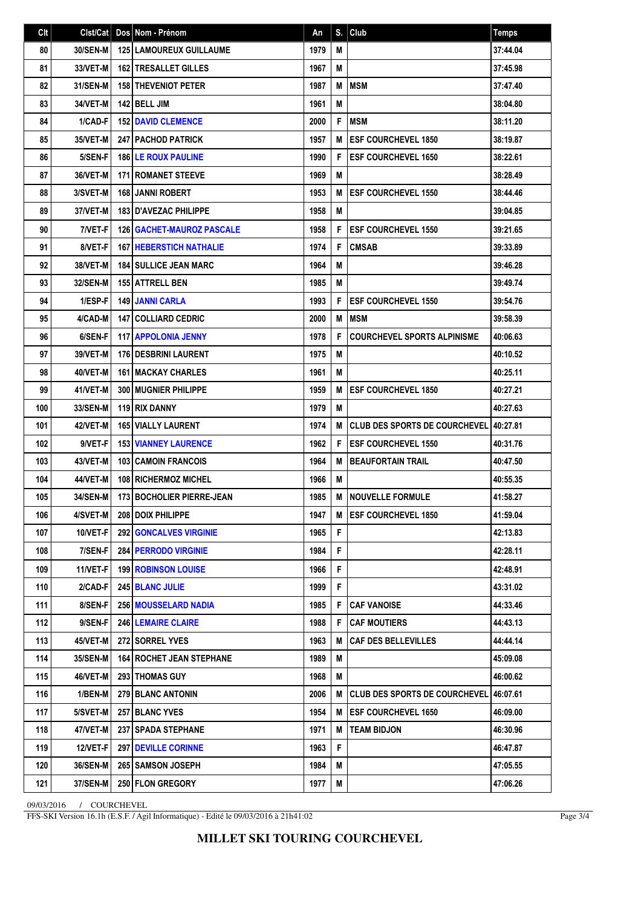| Clt | Clst/Cat | Dos | Nom - Prénom | An | S. | Club | Temps |
|---|---|---|---|---|---|---|---|
| 80 | 30/SEN-M | 125 | LAMOUREUX GUILLAUME | 1979 | M | | 37:44.04 |
| 81 | 33/VET-M | 162 | TRESALLET GILLES | 1967 | M | | 37:45.98 |
| 82 | 31/SEN-M | 158 | THEVENIOT PETER | 1987 | M | MSM | 37:47.40 |
| 83 | 34/VET-M | 142 | BELL JIM | 1961 | M | | 38:04.80 |
| 84 | 1/CAD-F | 152 | DAVID CLEMENCE | 2000 | F | MSM | 38:11.20 |
| 85 | 35/VET-M | 247 | PACHOD PATRICK | 1957 | M | ESF COURCHEVEL 1850 | 38:19.87 |
| 86 | 5/SEN-F | 186 | LE ROUX PAULINE | 1990 | F | ESF COURCHEVEL 1650 | 38:22.61 |
| 87 | 36/VET-M | 171 | ROMANET STEEVE | 1969 | M | | 38:28.49 |
| 88 | 3/SVET-M | 168 | JANNI ROBERT | 1953 | M | ESF COURCHEVEL 1550 | 38:44.46 |
| 89 | 37/VET-M | 183 | D'AVEZAC PHILIPPE | 1958 | M | | 39:04.85 |
| 90 | 7/VET-F | 126 | GACHET-MAUROZ PASCALE | 1958 | F | ESF COURCHEVEL 1550 | 39:21.65 |
| 91 | 8/VET-F | 167 | HEBERSTICH NATHALIE | 1974 | F | CMSAB | 39:33.89 |
| 92 | 38/VET-M | 184 | SULLICE JEAN MARC | 1964 | M | | 39:46.28 |
| 93 | 32/SEN-M | 155 | ATTRELL BEN | 1985 | M | | 39:49.74 |
| 94 | 1/ESP-F | 149 | JANNI CARLA | 1993 | F | ESF COURCHEVEL 1550 | 39:54.76 |
| 95 | 4/CAD-M | 147 | COLLIARD CEDRIC | 2000 | M | MSM | 39:58.39 |
| 96 | 6/SEN-F | 117 | APPOLONIA JENNY | 1978 | F | COURCHEVEL SPORTS ALPINISME | 40:06.63 |
| 97 | 39/VET-M | 176 | DESBRINI LAURENT | 1975 | M | | 40:10.52 |
| 98 | 40/VET-M | 161 | MACKAY CHARLES | 1961 | M | | 40:25.11 |
| 99 | 41/VET-M | 300 | MUGNIER PHILIPPE | 1959 | M | ESF COURCHEVEL 1850 | 40:27.21 |
| 100 | 33/SEN-M | 119 | RIX DANNY | 1979 | M | | 40:27.63 |
| 101 | 42/VET-M | 165 | VIALLY LAURENT | 1974 | M | CLUB DES SPORTS DE COURCHEVEL | 40:27.81 |
| 102 | 9/VET-F | 153 | VIANNEY LAURENCE | 1962 | F | ESF COURCHEVEL 1550 | 40:31.76 |
| 103 | 43/VET-M | 103 | CAMOIN FRANCOIS | 1964 | M | BEAUFORTAIN TRAIL | 40:47.50 |
| 104 | 44/VET-M | 108 | RICHERMOZ MICHEL | 1966 | M | | 40:55.35 |
| 105 | 34/SEN-M | 173 | BOCHOLIER PIERRE-JEAN | 1985 | M | NOUVELLE FORMULE | 41:58.27 |
| 106 | 4/SVET-M | 208 | DOIX PHILIPPE | 1947 | M | ESF COURCHEVEL 1850 | 41:59.04 |
| 107 | 10/VET-F | 292 | GONCALVES VIRGINIE | 1965 | F | | 42:13.83 |
| 108 | 7/SEN-F | 284 | PERRODO VIRGINIE | 1984 | F | | 42:28.11 |
| 109 | 11/VET-F | 199 | ROBINSON LOUISE | 1966 | F | | 42:48.91 |
| 110 | 2/CAD-F | 245 | BLANC JULIE | 1999 | F | | 43:31.02 |
| 111 | 8/SEN-F | 256 | MOUSSELARD NADIA | 1985 | F | CAF VANOISE | 44:33.46 |
| 112 | 9/SEN-F | 246 | LEMAIRE CLAIRE | 1988 | F | CAF MOUTIERS | 44:43.13 |
| 113 | 45/VET-M | 272 | SORREL YVES | 1963 | M | CAF DES BELLEVILLES | 44:44.14 |
| 114 | 35/SEN-M | 164 | ROCHET JEAN STEPHANE | 1989 | M | | 45:09.08 |
| 115 | 46/VET-M | 293 | THOMAS GUY | 1968 | M | | 46:00.62 |
| 116 | 1/BEN-M | 279 | BLANC ANTONIN | 2006 | M | CLUB DES SPORTS DE COURCHEVEL | 46:07.61 |
| 117 | 5/SVET-M | 257 | BLANC YVES | 1954 | M | ESF COURCHEVEL 1650 | 46:09.00 |
| 118 | 47/VET-M | 237 | SPADA STEPHANE | 1971 | M | TEAM BIDJON | 46:30.96 |
| 119 | 12/VET-F | 297 | DEVILLE CORINNE | 1963 | F | | 46:47.87 |
| 120 | 36/SEN-M | 265 | SAMSON JOSEPH | 1984 | M | | 47:05.55 |
| 121 | 37/SEN-M | 250 | FLON GREGORY | 1977 | M | | 47:06.26 |

09/03/2016 / COURCHEVEL

FFS-SKI Version 16.1h (E.S.F. / Agil Informatique) - Edité le 09/03/2016 à 21h41:02

**MILLET SKI TOURING COURCHEVEL**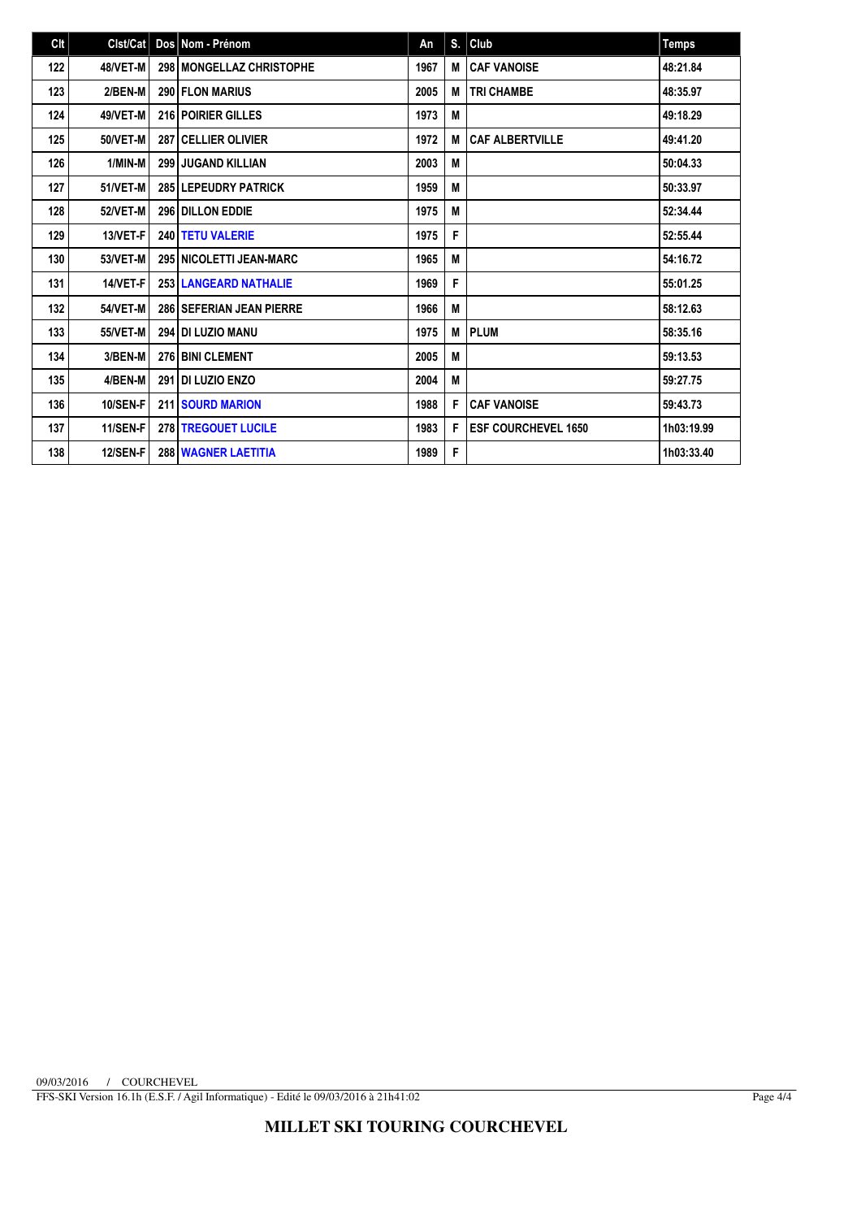| Clt | Clst/Cat | Dos | Nom - Prénom | An | S. | Club | Temps |
|---|---|---|---|---|---|---|---|
| 122 | 48/VET-M | 298 | MONGELLAZ CHRISTOPHE | 1967 | M | CAF VANOISE | 48:21.84 |
| 123 | 2/BEN-M | 290 | FLON MARIUS | 2005 | M | TRI CHAMBE | 48:35.97 |
| 124 | 49/VET-M | 216 | POIRIER GILLES | 1973 | M | | 49:18.29 |
| 125 | 50/VET-M | 287 | CELLIER OLIVIER | 1972 | M | CAF ALBERTVILLE | 49:41.20 |
| 126 | 1/MIN-M | 299 | JUGAND KILLIAN | 2003 | M | | 50:04.33 |
| 127 | 51/VET-M | 285 | LEPEUDRY PATRICK | 1959 | M | | 50:33.97 |
| 128 | 52/VET-M | 296 | DILLON EDDIE | 1975 | M | | 52:34.44 |
| 129 | 13/VET-F | 240 | TETU VALERIE | 1975 | F | | 52:55.44 |
| 130 | 53/VET-M | 295 | NICOLETTI JEAN-MARC | 1965 | M | | 54:16.72 |
| 131 | 14/VET-F | 253 | LANGEARD NATHALIE | 1969 | F | | 55:01.25 |
| 132 | 54/VET-M | 286 | SEFERIAN JEAN PIERRE | 1966 | M | | 58:12.63 |
| 133 | 55/VET-M | 294 | DI LUZIO MANU | 1975 | M | PLUM | 58:35.16 |
| 134 | 3/BEN-M | 276 | BINI CLEMENT | 2005 | M | | 59:13.53 |
| 135 | 4/BEN-M | 291 | DI LUZIO ENZO | 2004 | M | | 59:27.75 |
| 136 | 10/SEN-F | 211 | SOURD MARION | 1988 | F | CAF VANOISE | 59:43.73 |
| 137 | 11/SEN-F | 278 | TREGOUET LUCILE | 1983 | F | ESF COURCHEVEL 1650 | 1h03:19.99 |
| 138 | 12/SEN-F | 288 | WAGNER LAETITIA | 1989 | F | | 1h03:33.40 |

09/03/2016 / COURCHEVEL

FFS-SKI Version 16.1h (E.S.F. / Agil Informatique) - Edité le 09/03/2016 à 21h41:02

**MILLET SKI TOURING COURCHEVEL**